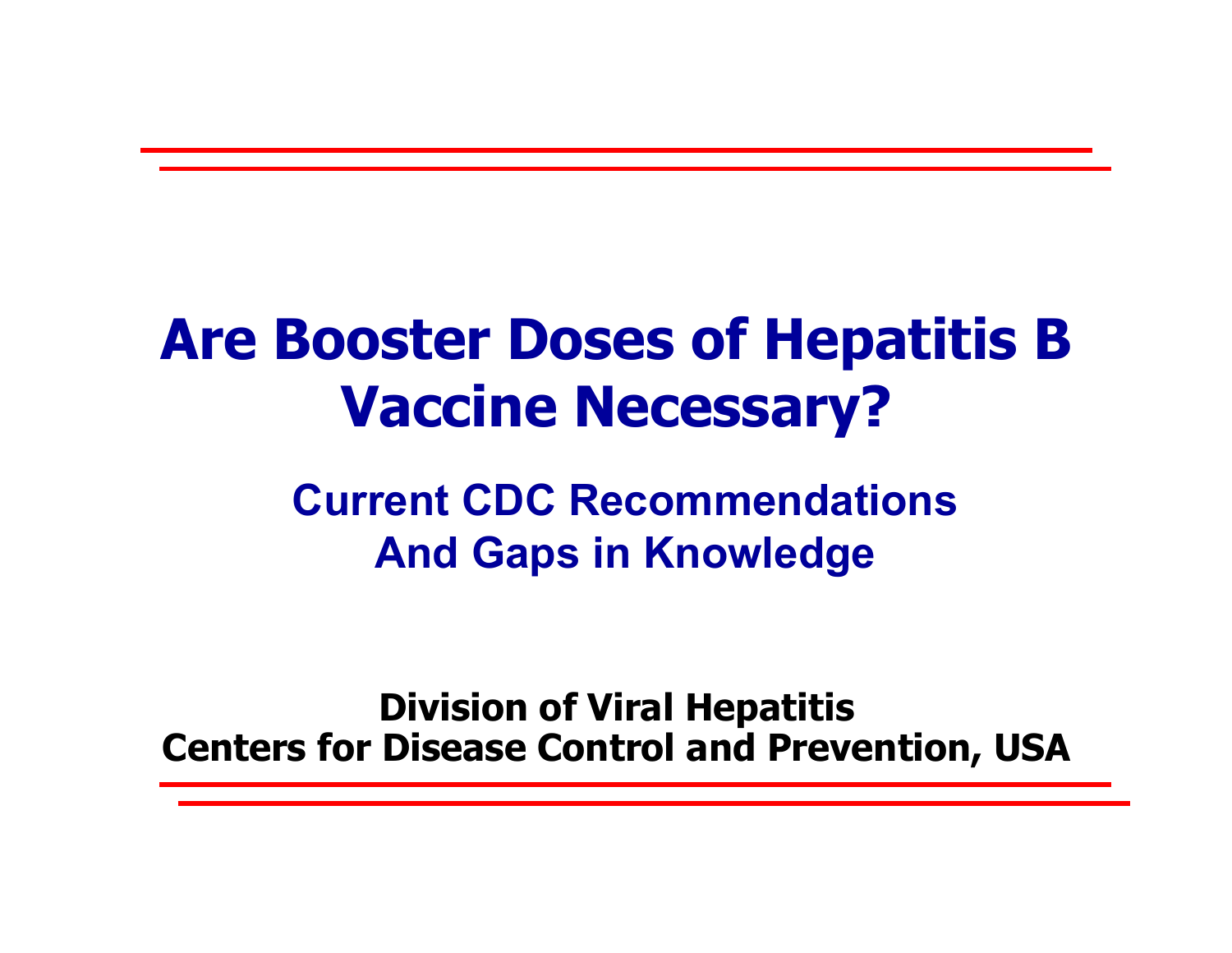# Are Booster Doses of Hepatitis B Vaccine Necessary?

## Current CDC Recommendations And Gaps in Knowledge

**Division of Viral Hepatitis**
**Centers for Disease Control and Prevention, USA**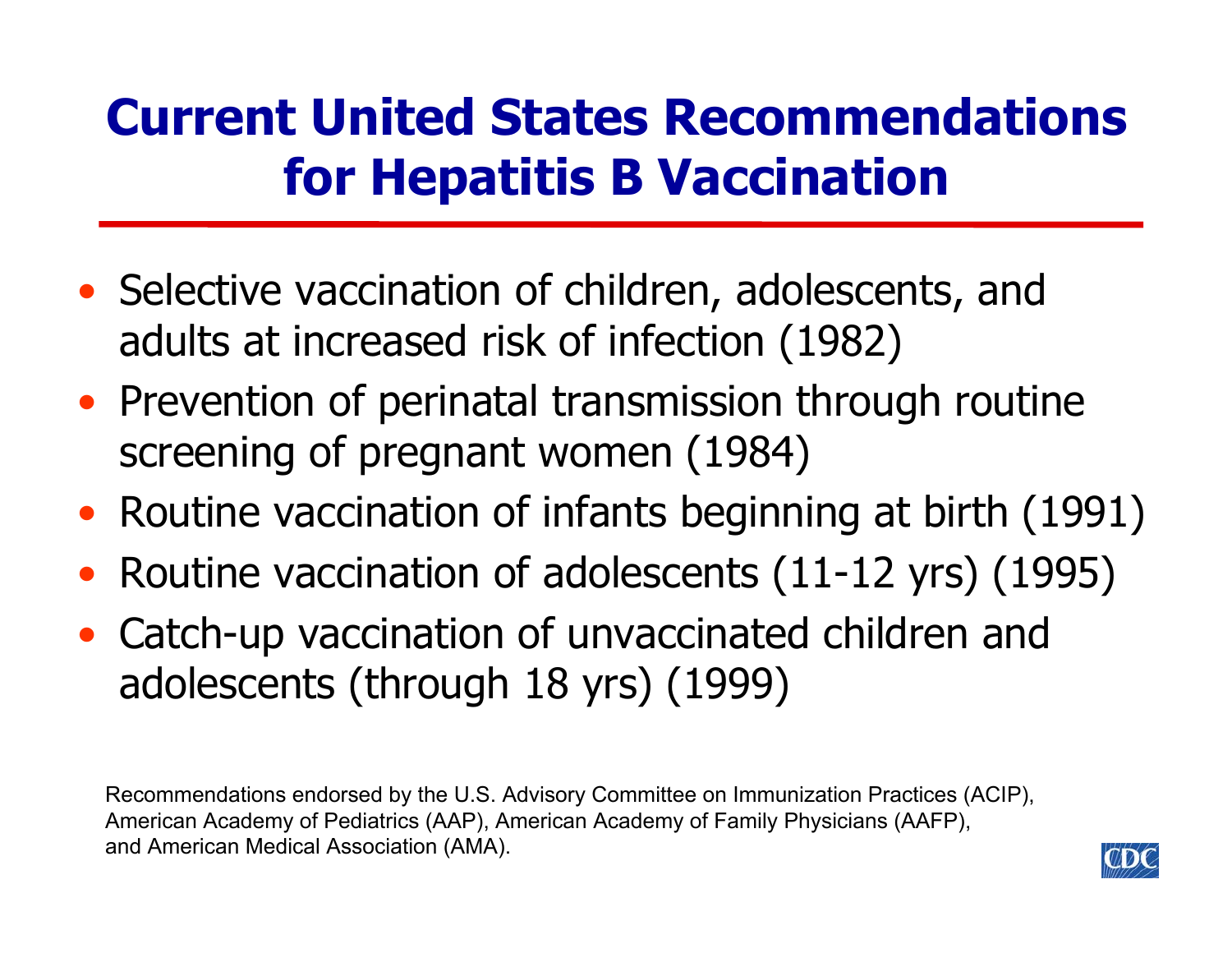# Current United States Recommendations for Hepatitis B Vaccination

- Selective vaccination of children, adolescents, and adults at increased risk of infection (1982)
- Prevention of perinatal transmission through routine screening of pregnant women (1984)
- Routine vaccination of infants beginning at birth (1991)
- Routine vaccination of adolescents (11-12 yrs) (1995)
- Catch-up vaccination of unvaccinated children and adolescents (through 18 yrs) (1999)

Recommendations endorsed by the U.S. Advisory Committee on Immunization Practices (ACIP), American Academy of Pediatrics (AAP), American Academy of Family Physicians (AAFP), and American Medical Association (AMA).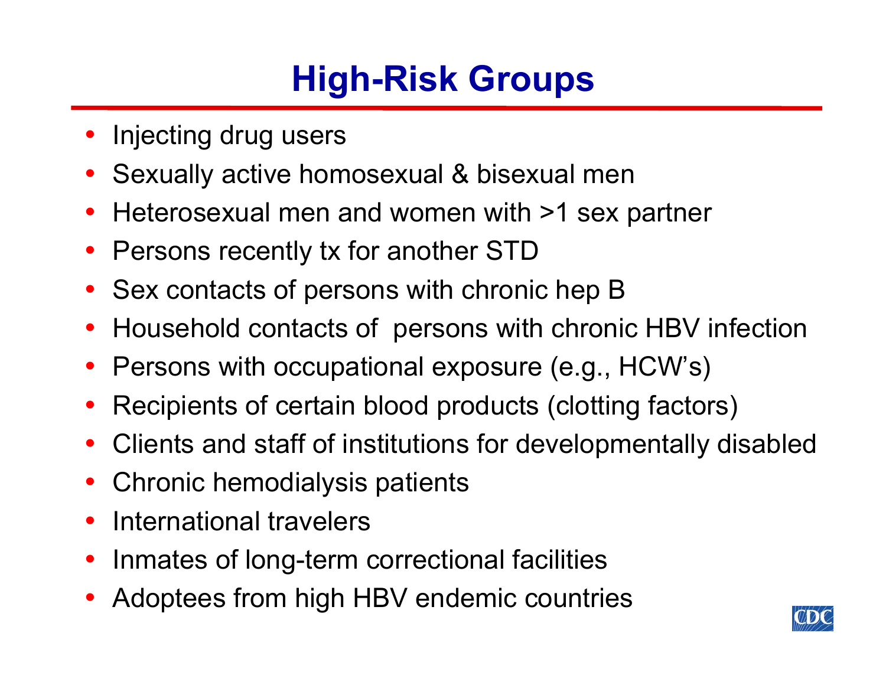# High-Risk Groups

- Injecting drug users
- Sexually active homosexual & bisexual men
- Heterosexual men and women with >1 sex partner
- Persons recently tx for another STD
- Sex contacts of persons with chronic hep B
- Household contacts of persons with chronic HBV infection
- Persons with occupational exposure (e.g., HCW's)
- Recipients of certain blood products (clotting factors)
- Clients and staff of institutions for developmentally disabled
- Chronic hemodialysis patients
- International travelers
- Inmates of long-term correctional facilities
- Adoptees from high HBV endemic countries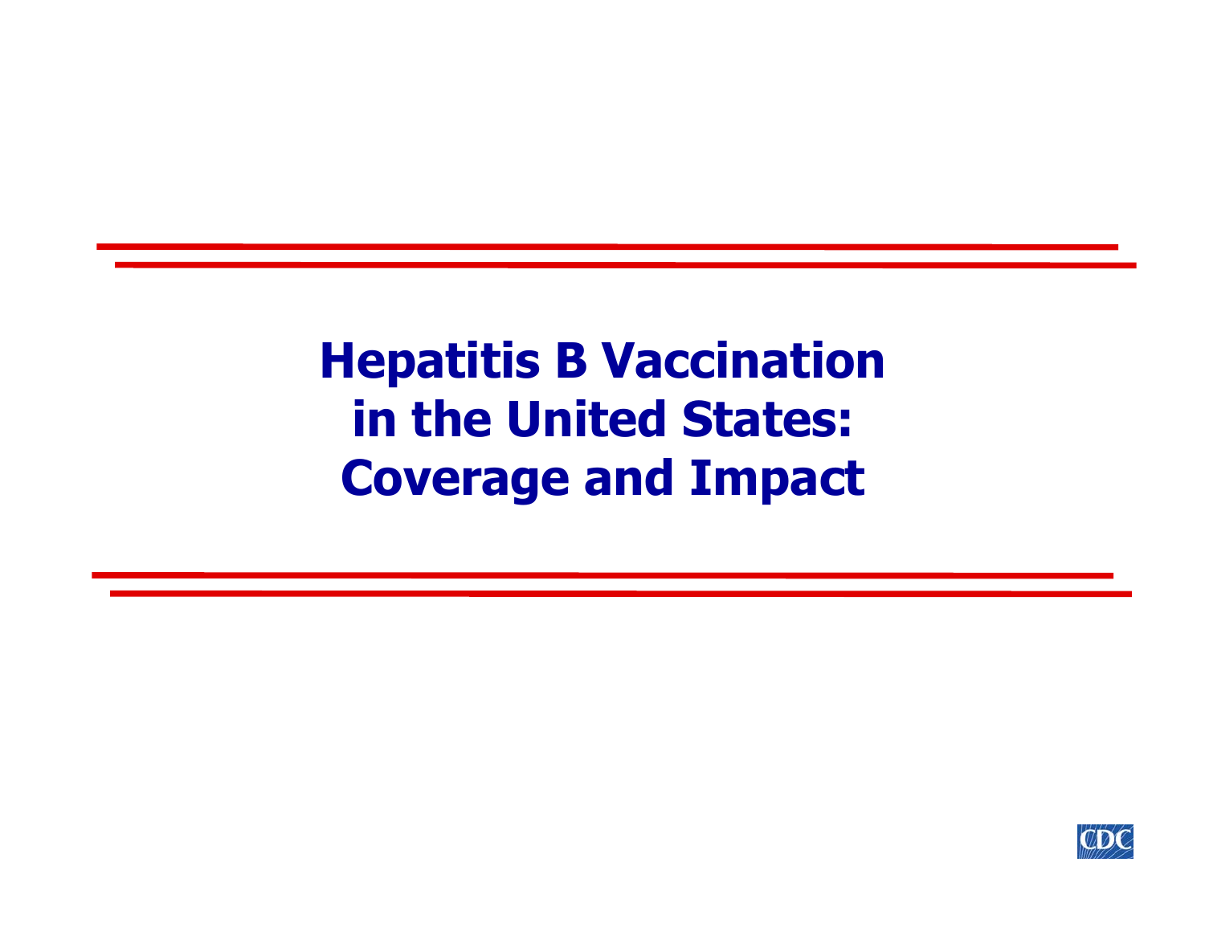# Hepatitis B Vaccination in the United States: Coverage and Impact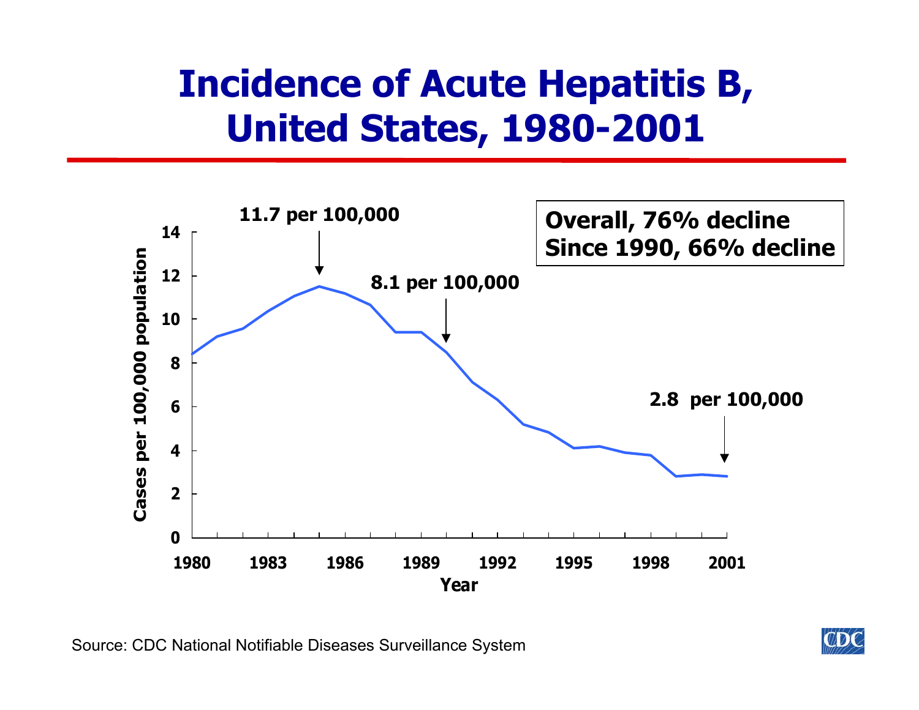# Incidence of Acute Hepatitis B, United States, 1980-2001

**Overall, 76% decline**
**Since 1990, 66% decline**

11.7 per 100,000

8.1 per 100,000

2.8 per 100,000

Cases per 100,000 population

14
12
10
8
6
4
2
0

1980 1983 1986 1989 1992 1995 1998 2001

Year

Source: CDC National Notifiable Diseases Surveillance System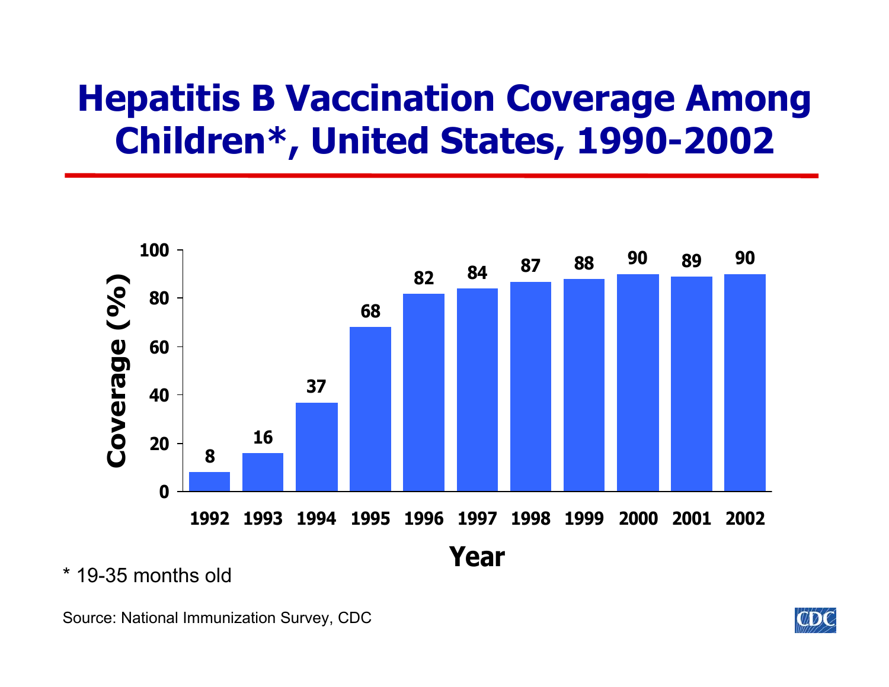# Hepatitis B Vaccination Coverage Among Children*, United States, 1990-2002

| Year | Coverage (%) |
| --- | --- |
| 1992 | 8 |
| 1993 | 16 |
| 1994 | 37 |
| 1995 | 68 |
| 1996 | 82 |
| 1997 | 84 |
| 1998 | 87 |
| 1999 | 88 |
| 2000 | 90 |
| 2001 | 89 |
| 2002 | 90 |

\* 19-35 months old

Source: National Immunization Survey, CDC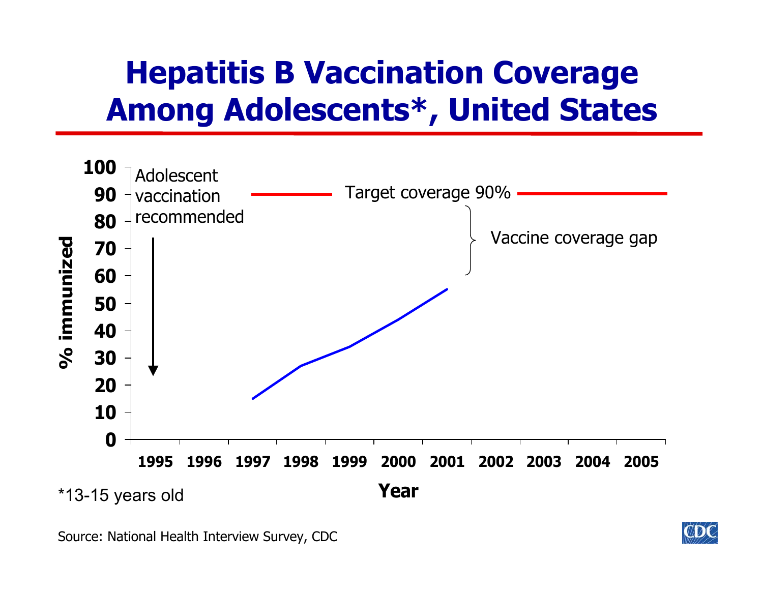# Hepatitis B Vaccination Coverage Among Adolescents*, United States

% immunized (0–100) by Year (1995–2005)

Adolescent vaccination recommended

Target coverage 90%

Vaccine coverage gap

Year

*13-15 years old

Source: National Health Interview Survey, CDC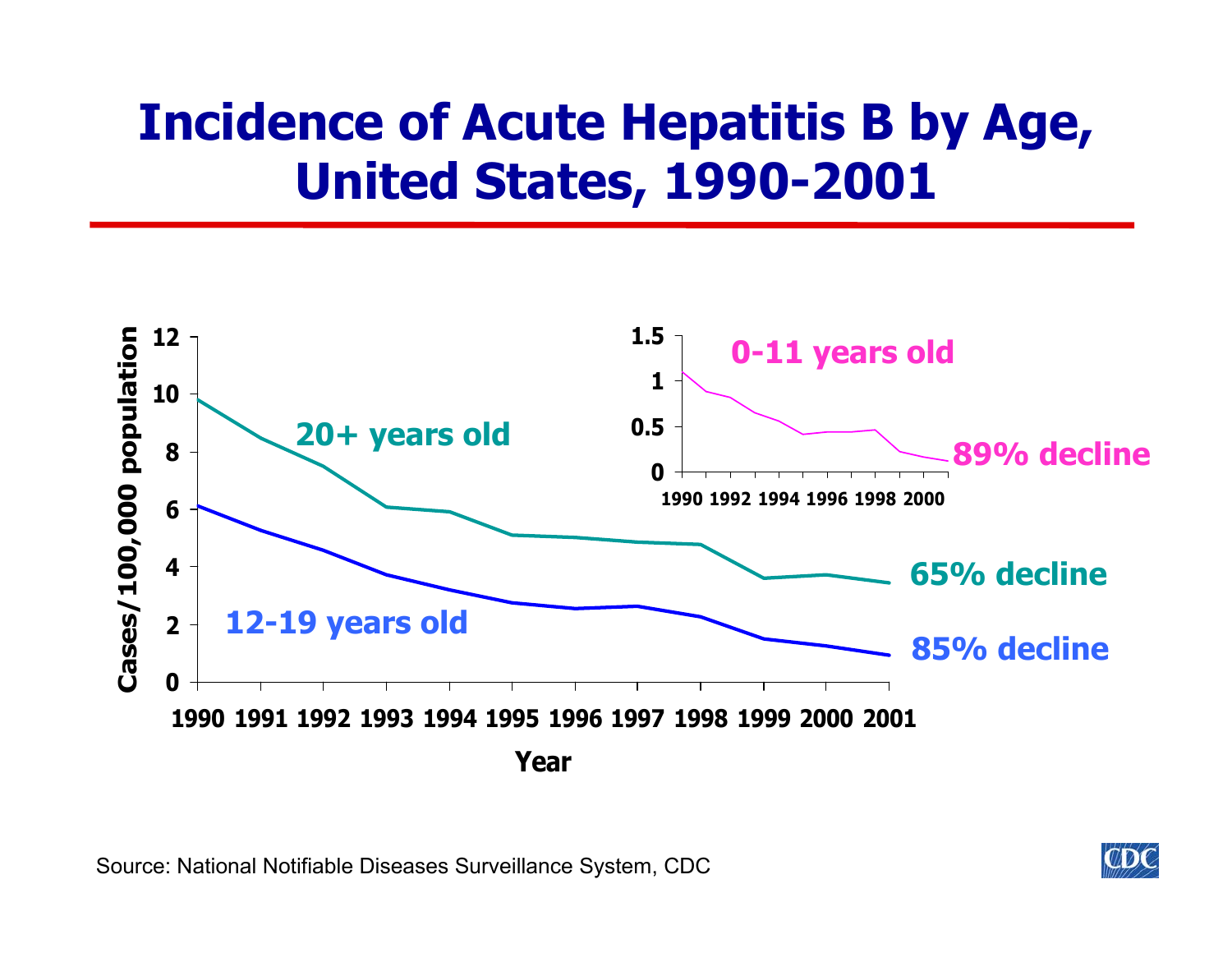# Incidence of Acute Hepatitis B by Age, United States, 1990-2001

Cases/100,000 population

20+ years old — 65% decline

12-19 years old — 85% decline

0-11 years old — 89% decline

Year: 1990 1991 1992 1993 1994 1995 1996 1997 1998 1999 2000 2001

Source: National Notifiable Diseases Surveillance System, CDC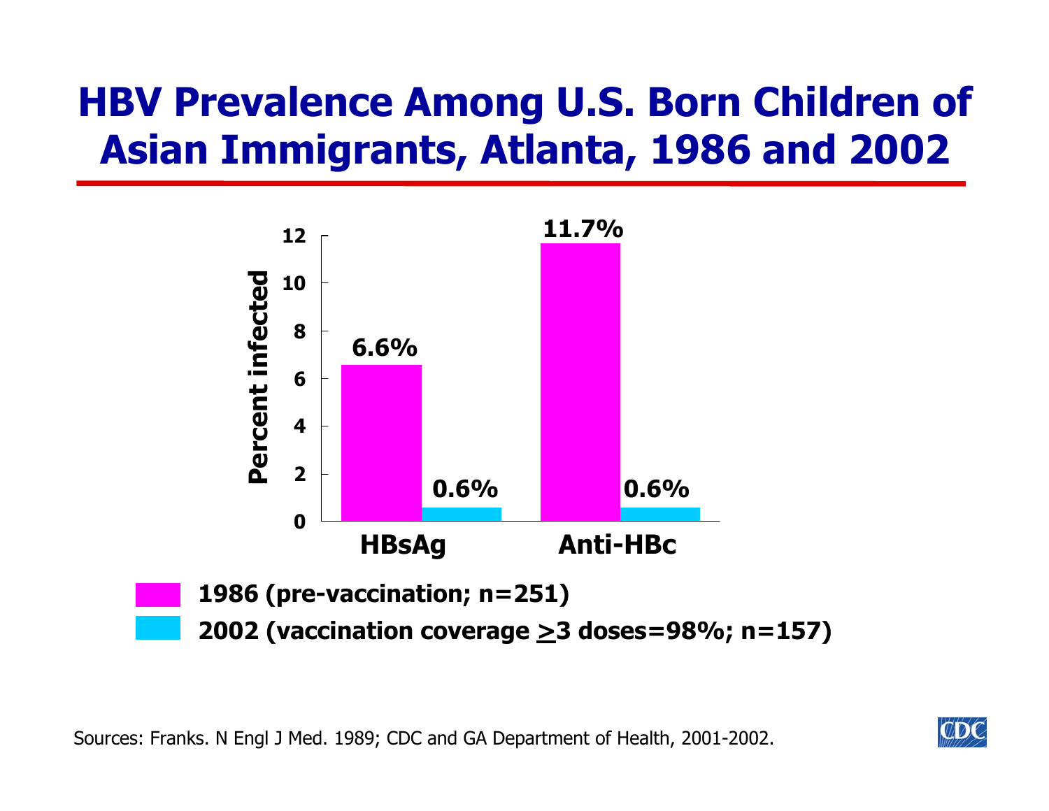# HBV Prevalence Among U.S. Born Children of Asian Immigrants, Atlanta, 1986 and 2002

| | HBsAg | Anti-HBc |
|---|---|---|
| 1986 (pre-vaccination; n=251) | 6.6% | 11.7% |
| 2002 (vaccination coverage ≥3 doses=98%; n=157) | 0.6% | 0.6% |

Percent infected

Sources: Franks. N Engl J Med. 1989; CDC and GA Department of Health, 2001-2002.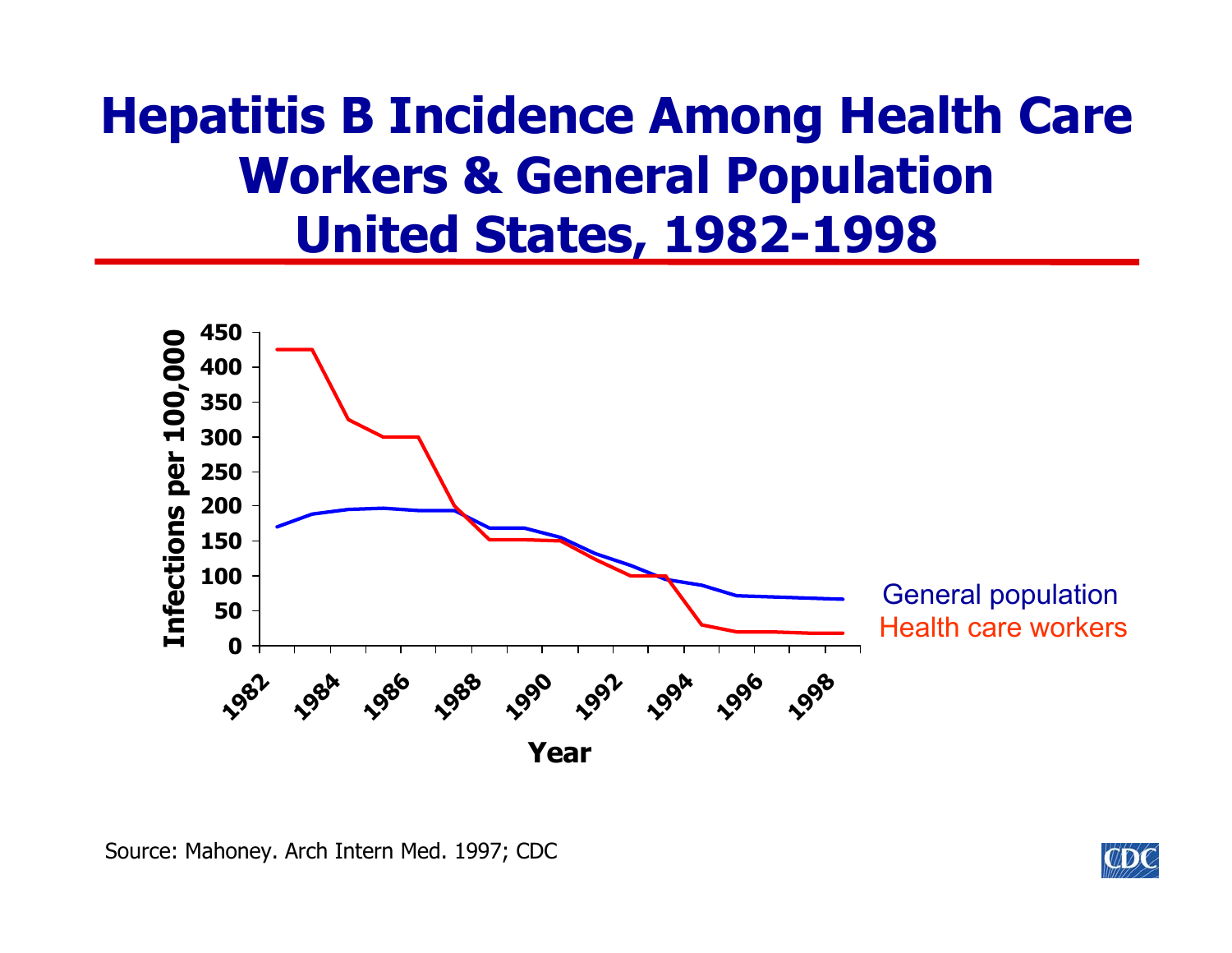# Hepatitis B Incidence Among Health Care Workers & General Population United States, 1982-1998

Infections per 100,000

Year

General population

Health care workers

Source: Mahoney. Arch Intern Med. 1997; CDC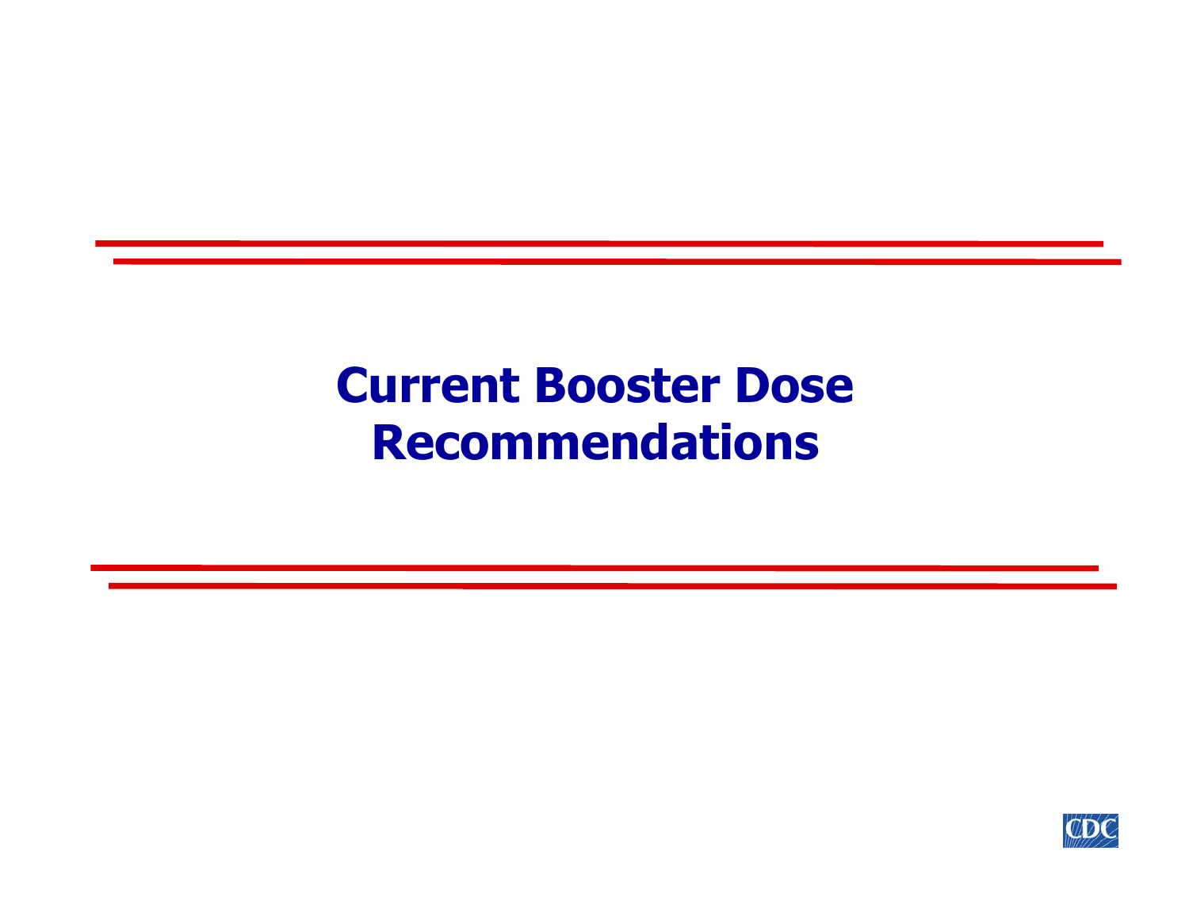# Current Booster Dose Recommendations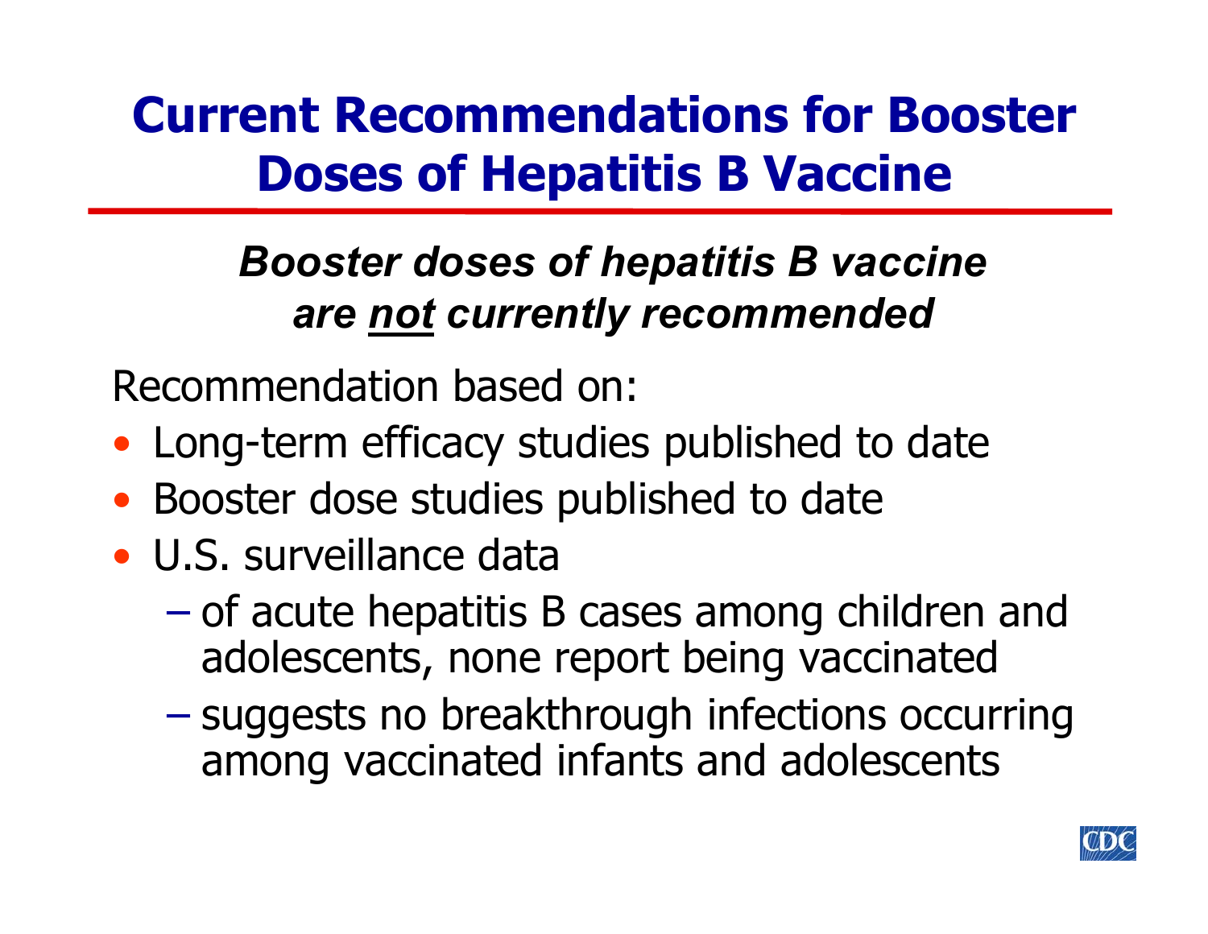# Current Recommendations for Booster Doses of Hepatitis B Vaccine

***Booster doses of hepatitis B vaccine are not currently recommended***

Recommendation based on:

- Long-term efficacy studies published to date
- Booster dose studies published to date
- U.S. surveillance data
  - of acute hepatitis B cases among children and adolescents, none report being vaccinated
  - suggests no breakthrough infections occurring among vaccinated infants and adolescents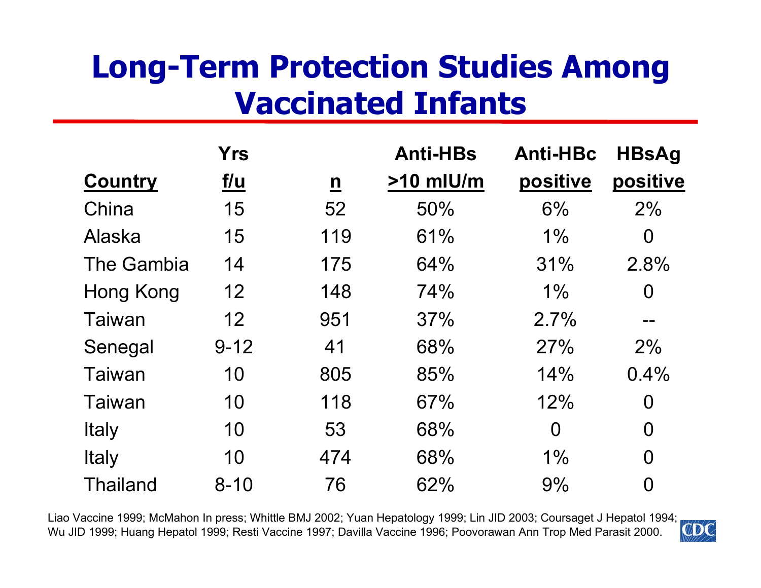# Long-Term Protection Studies Among Vaccinated Infants

| Country | Yrs f/u | n | Anti-HBs >10 mIU/m | Anti-HBc positive | HBsAg positive |
|---|---|---|---|---|---|
| China | 15 | 52 | 50% | 6% | 2% |
| Alaska | 15 | 119 | 61% | 1% | 0 |
| The Gambia | 14 | 175 | 64% | 31% | 2.8% |
| Hong Kong | 12 | 148 | 74% | 1% | 0 |
| Taiwan | 12 | 951 | 37% | 2.7% | -- |
| Senegal | 9-12 | 41 | 68% | 27% | 2% |
| Taiwan | 10 | 805 | 85% | 14% | 0.4% |
| Taiwan | 10 | 118 | 67% | 12% | 0 |
| Italy | 10 | 53 | 68% | 0 | 0 |
| Italy | 10 | 474 | 68% | 1% | 0 |
| Thailand | 8-10 | 76 | 62% | 9% | 0 |

Liao Vaccine 1999; McMahon In press; Whittle BMJ 2002; Yuan Hepatology 1999; Lin JID 2003; Coursaget J Hepatol 1994; Wu JID 1999; Huang Hepatol 1999; Resti Vaccine 1997; Davilla Vaccine 1996; Poovorawan Ann Trop Med Parasit 2000.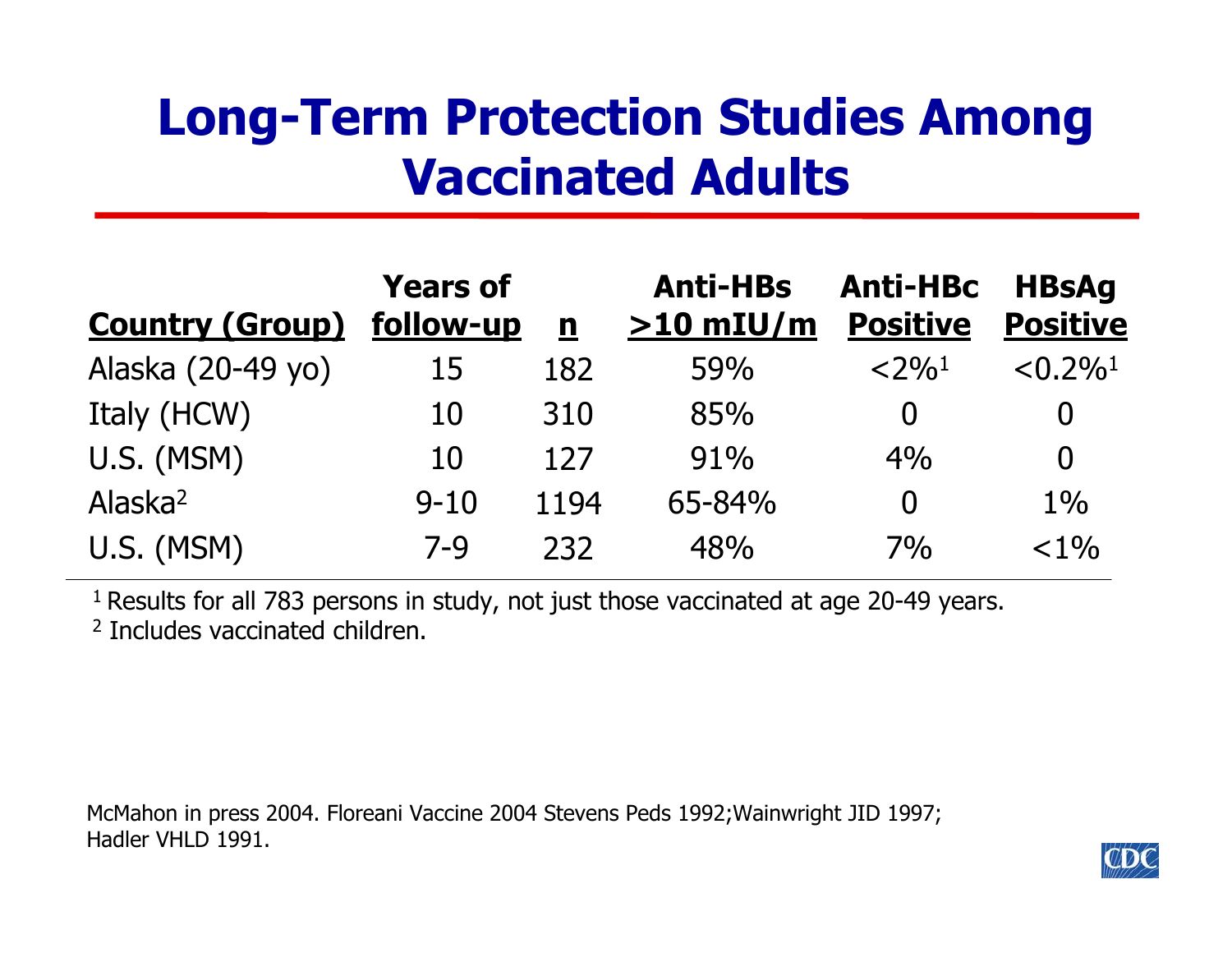# Long-Term Protection Studies Among Vaccinated Adults

| Country (Group) | Years of follow-up | n | Anti-HBs >10 mIU/m | Anti-HBc Positive | HBsAg Positive |
|---|---|---|---|---|---|
| Alaska (20-49 yo) | 15 | 182 | 59% | <2%[1] | <0.2%[1] |
| Italy (HCW) | 10 | 310 | 85% | 0 | 0 |
| U.S. (MSM) | 10 | 127 | 91% | 4% | 0 |
| Alaska[2] | 9-10 | 1194 | 65-84% | 0 | 1% |
| U.S. (MSM) | 7-9 | 232 | 48% | 7% | <1% |

[1] Results for all 783 persons in study, not just those vaccinated at age 20-49 years.
[2] Includes vaccinated children.

McMahon in press 2004. Floreani Vaccine 2004 Stevens Peds 1992;Wainwright JID 1997; Hadler VHLD 1991.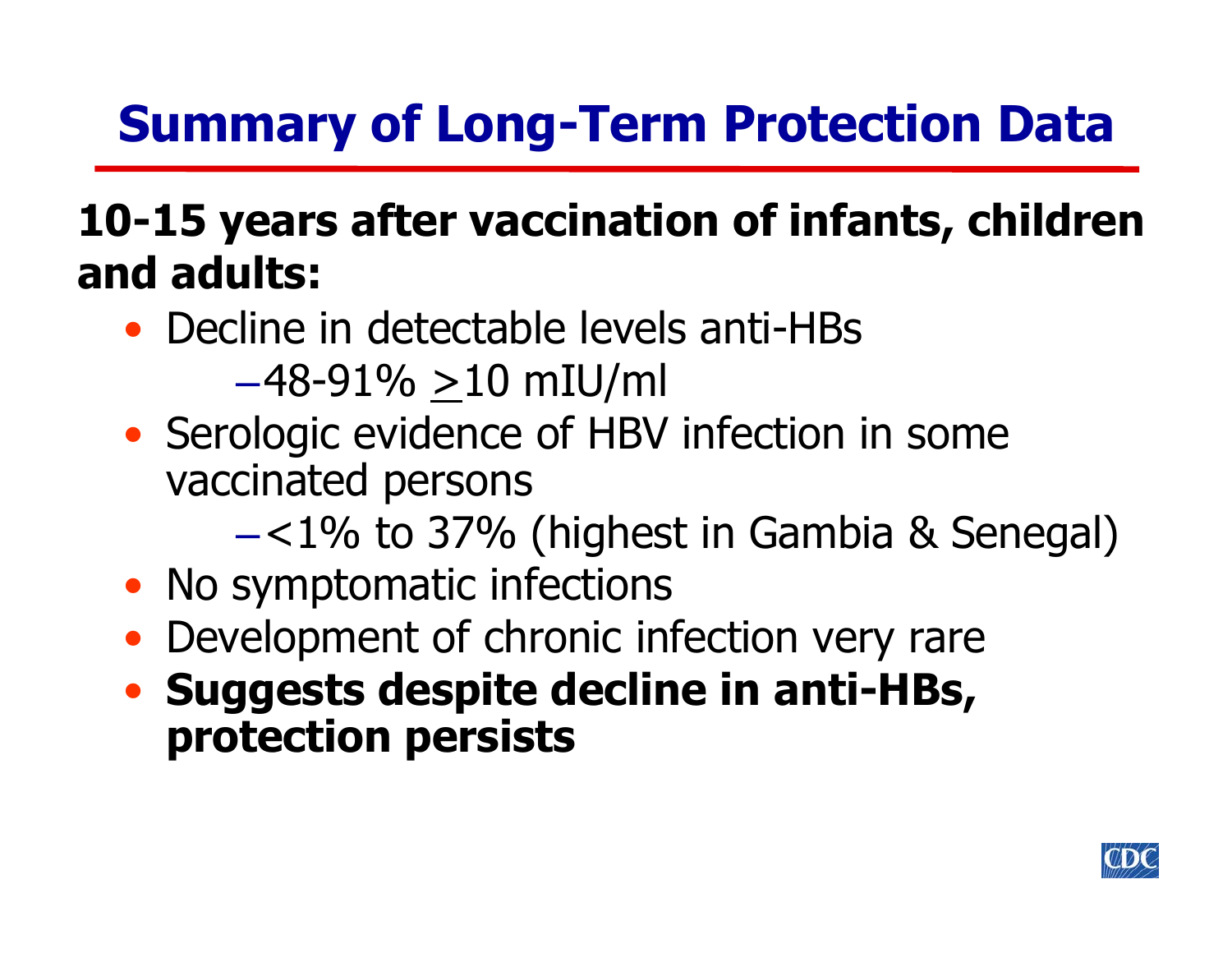# Summary of Long-Term Protection Data

**10-15 years after vaccination of infants, children and adults:**

- Decline in detectable levels anti-HBs
  - 48-91% $\geq$10 mIU/ml
- Serologic evidence of HBV infection in some vaccinated persons
  - <1% to 37% (highest in Gambia & Senegal)
- No symptomatic infections
- Development of chronic infection very rare
- **Suggests despite decline in anti-HBs, protection persists**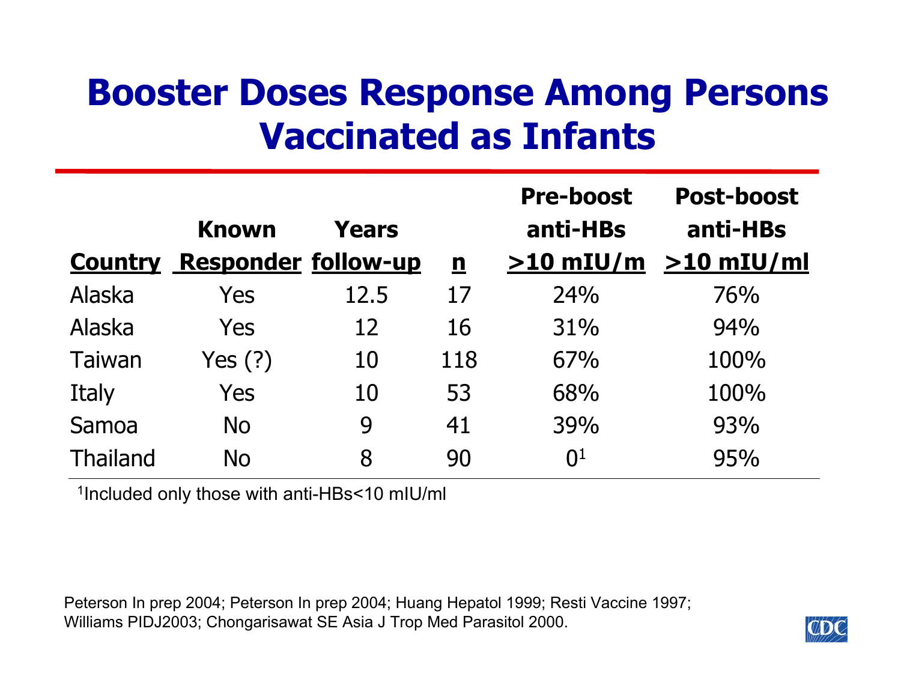# Booster Doses Response Among Persons Vaccinated as Infants

| Country | Known Responder | Years follow-up | n | Pre-boost anti-HBs >10 mIU/m | Post-boost anti-HBs >10 mIU/ml |
|---|---|---|---|---|---|
| Alaska | Yes | 12.5 | 17 | 24% | 76% |
| Alaska | Yes | 12 | 16 | 31% | 94% |
| Taiwan | Yes (?) | 10 | 118 | 67% | 100% |
| Italy | Yes | 10 | 53 | 68% | 100% |
| Samoa | No | 9 | 41 | 39% | 93% |
| Thailand | No | 8 | 90 | 0[1] | 95% |

[1]Included only those with anti-HBs<10 mIU/ml

Peterson In prep 2004; Peterson In prep 2004; Huang Hepatol 1999; Resti Vaccine 1997; Williams PIDJ2003; Chongarisawat SE Asia J Trop Med Parasitol 2000.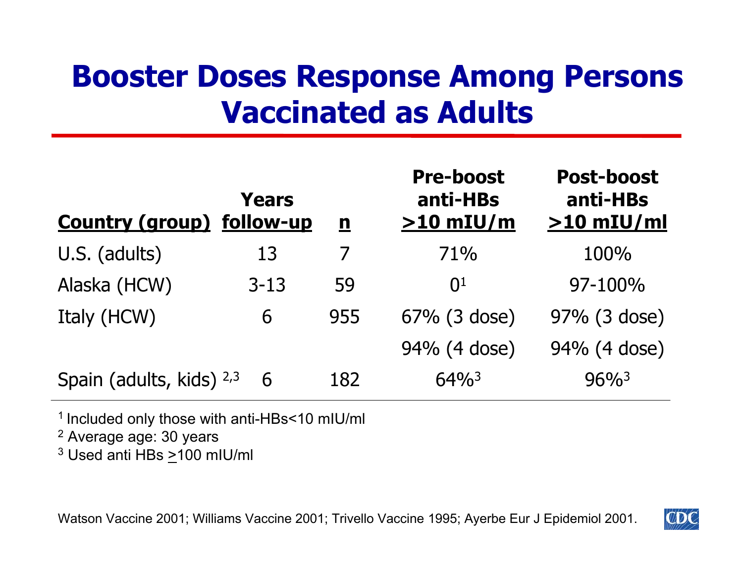# Booster Doses Response Among Persons Vaccinated as Adults

| Country (group) | Years follow-up | n | Pre-boost anti-HBs >10 mIU/m | Post-boost anti-HBs >10 mIU/ml |
|---|---|---|---|---|
| U.S. (adults) | 13 | 7 | 71% | 100% |
| Alaska (HCW) | 3-13 | 59 | 0[1] | 97-100% |
| Italy (HCW) | 6 | 955 | 67% (3 dose) | 97% (3 dose) |
| | | | 94% (4 dose) | 94% (4 dose) |
| Spain (adults, kids) [2,3] | 6 | 182 | 64%[3] | 96%[3] |

[1] Included only those with anti-HBs<10 mIU/ml
[2] Average age: 30 years
[3] Used anti HBs >100 mIU/ml

Watson Vaccine 2001; Williams Vaccine 2001; Trivello Vaccine 1995; Ayerbe Eur J Epidemiol 2001.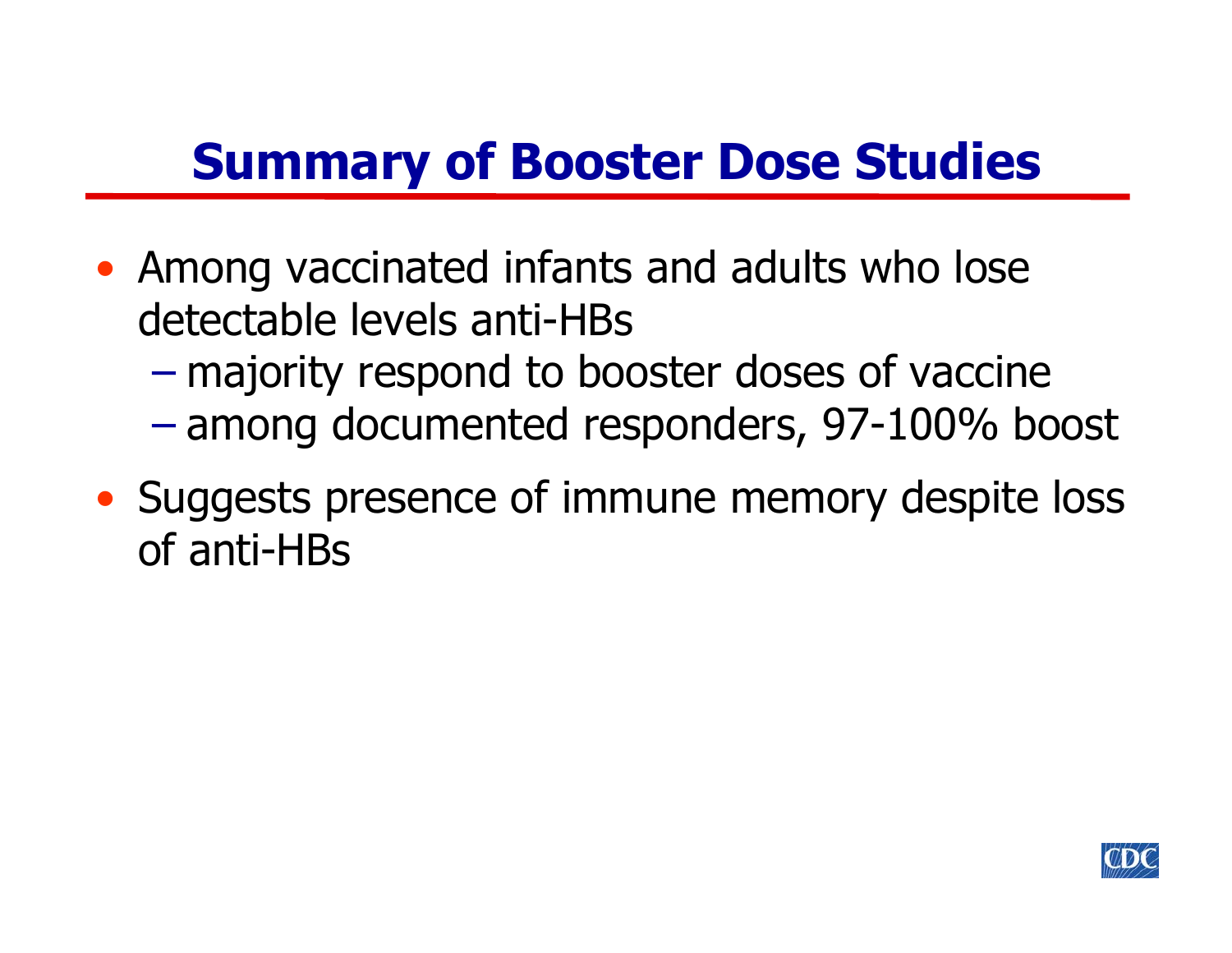# Summary of Booster Dose Studies

- Among vaccinated infants and adults who lose detectable levels anti-HBs
  - majority respond to booster doses of vaccine
  - among documented responders, 97-100% boost
- Suggests presence of immune memory despite loss of anti-HBs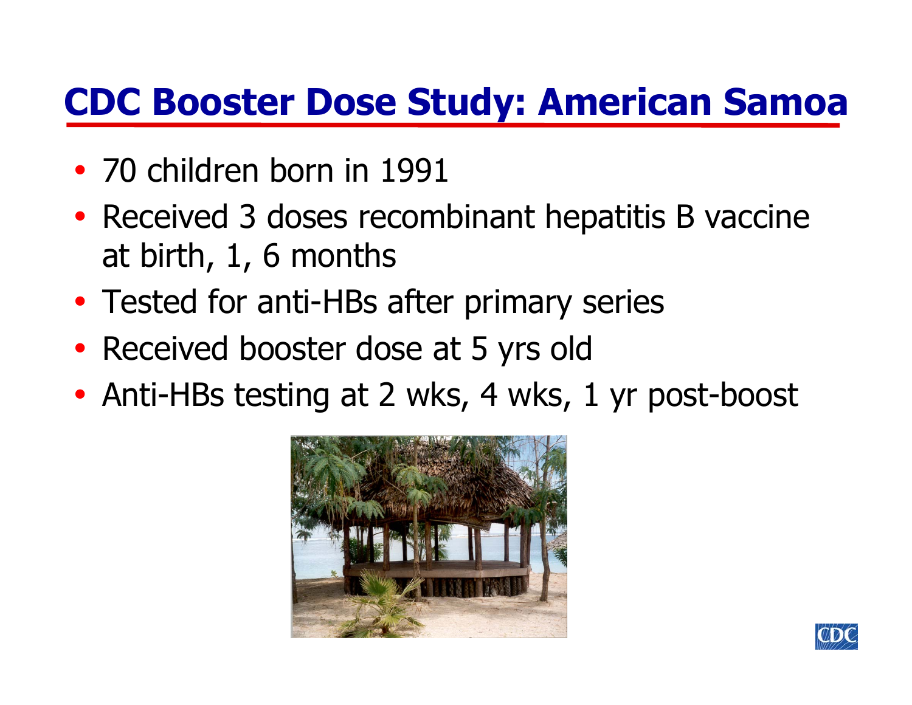# CDC Booster Dose Study: American Samoa

- 70 children born in 1991
- Received 3 doses recombinant hepatitis B vaccine at birth, 1, 6 months
- Tested for anti-HBs after primary series
- Received booster dose at 5 yrs old
- Anti-HBs testing at 2 wks, 4 wks, 1 yr post-boost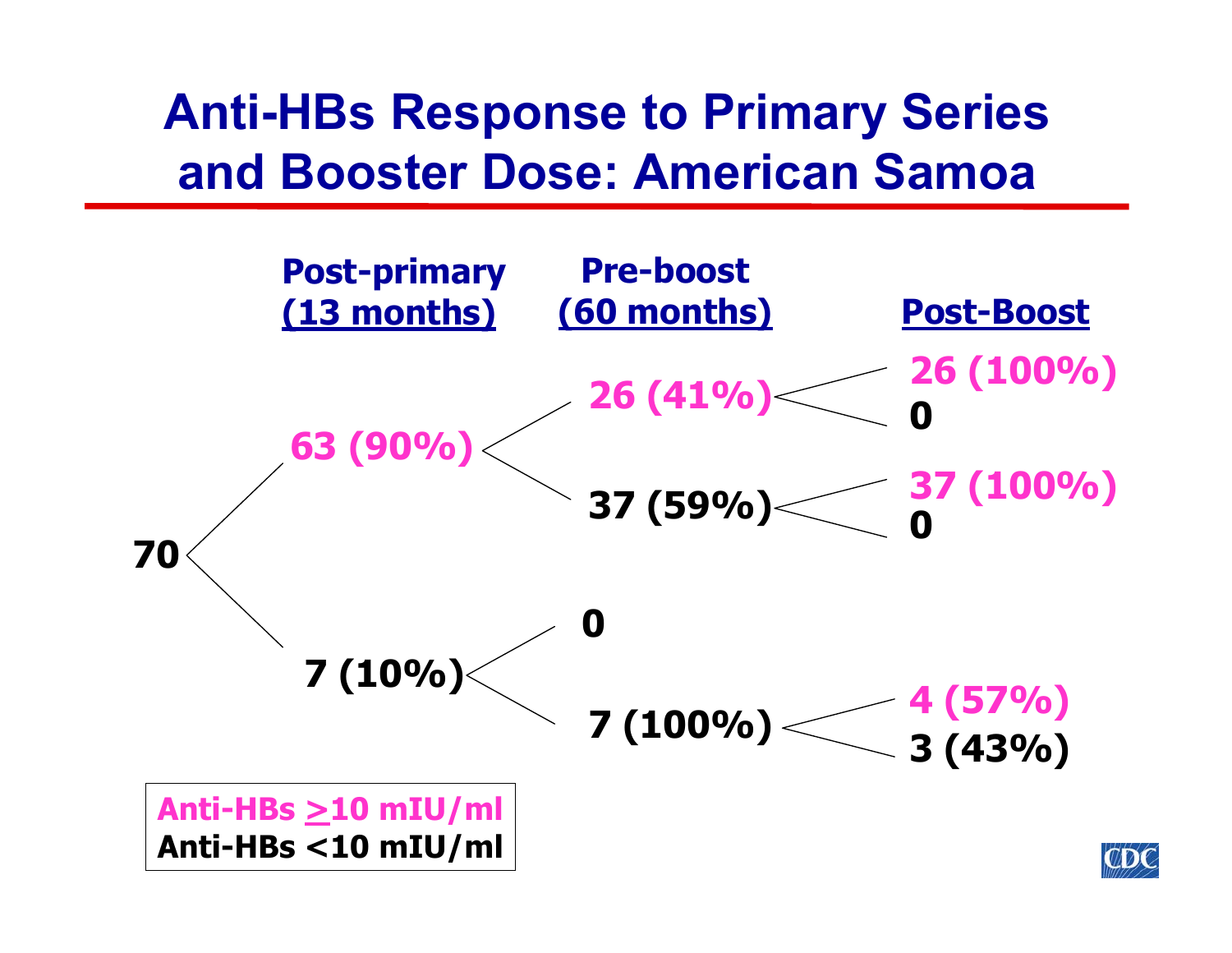# Anti-HBs Response to Primary Series and Booster Dose: American Samoa

| | Post-primary (13 months) | Pre-boost (60 months) | Post-Boost |
|---|---|---|---|
| 70 | 63 (90%) | 26 (41%) | 26 (100%) |
| | | | 0 |
| | | 37 (59%) | 37 (100%) |
| | | | 0 |
| | 7 (10%) | 0 | |
| | | 7 (100%) | 4 (57%) |
| | | | 3 (43%) |

Anti-HBs ≥10 mIU/ml: 63 (90%), 26 (41%), 26 (100%), 37 (100%), 4 (57%)

Anti-HBs <10 mIU/ml: 7 (10%), 37 (59%), 7 (100%), 3 (43%)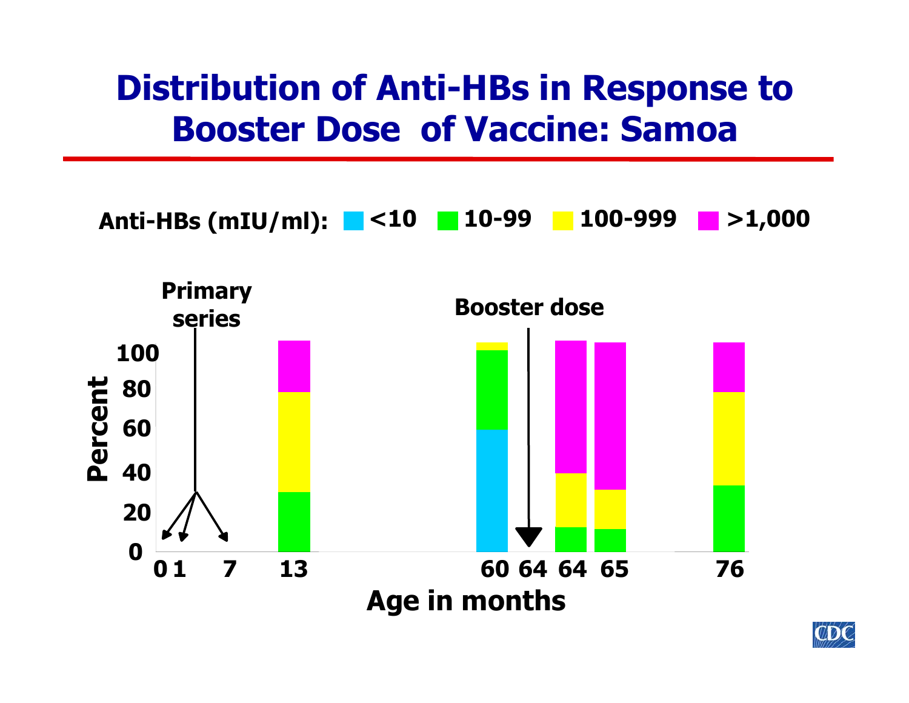# Distribution of Anti-HBs in Response to Booster Dose of Vaccine: Samoa

Anti-HBs (mIU/ml): <10 | 10-99 | 100-999 | >1,000

Primary series

Booster dose

Percent: 0, 20, 40, 60, 80, 100

Age in months: 0, 1, 7, 13, 60, 64, 64, 65, 76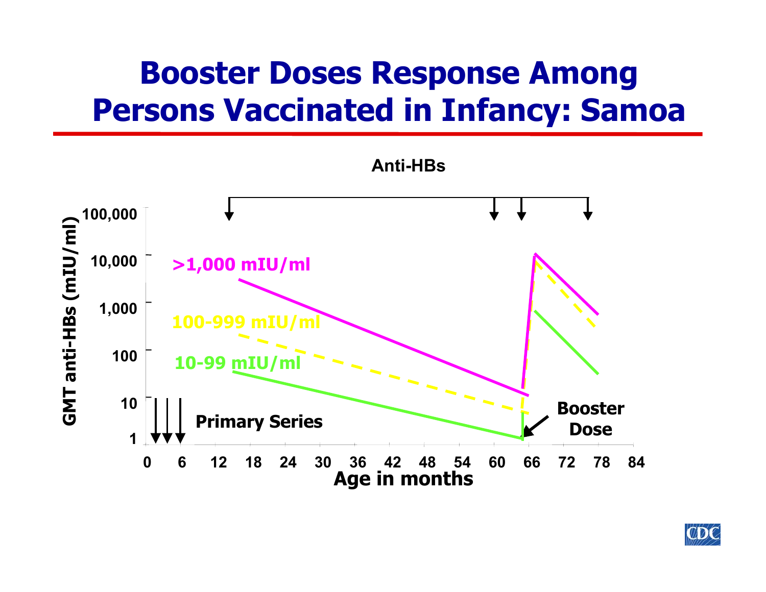# Booster Doses Response Among Persons Vaccinated in Infancy: Samoa

Anti-HBs

GMT anti-HBs (mIU/ml)

100,000
10,000
1,000
100
10
1

>1,000 mIU/ml

100-999 mIU/ml

10-99 mIU/ml

Primary Series

Booster Dose

0 6 12 18 24 30 36 42 48 54 60 66 72 78 84

Age in months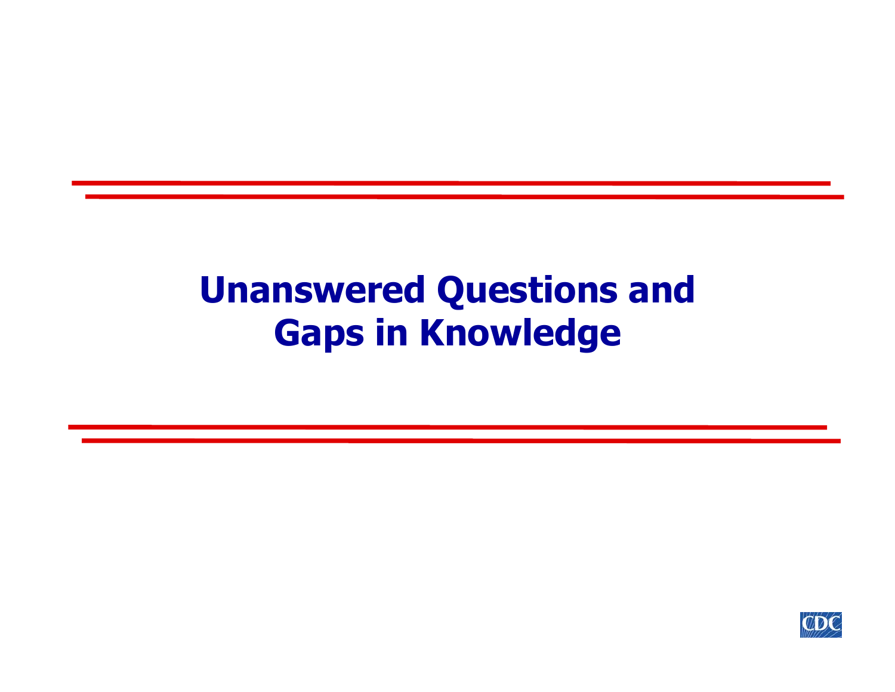# Unanswered Questions and Gaps in Knowledge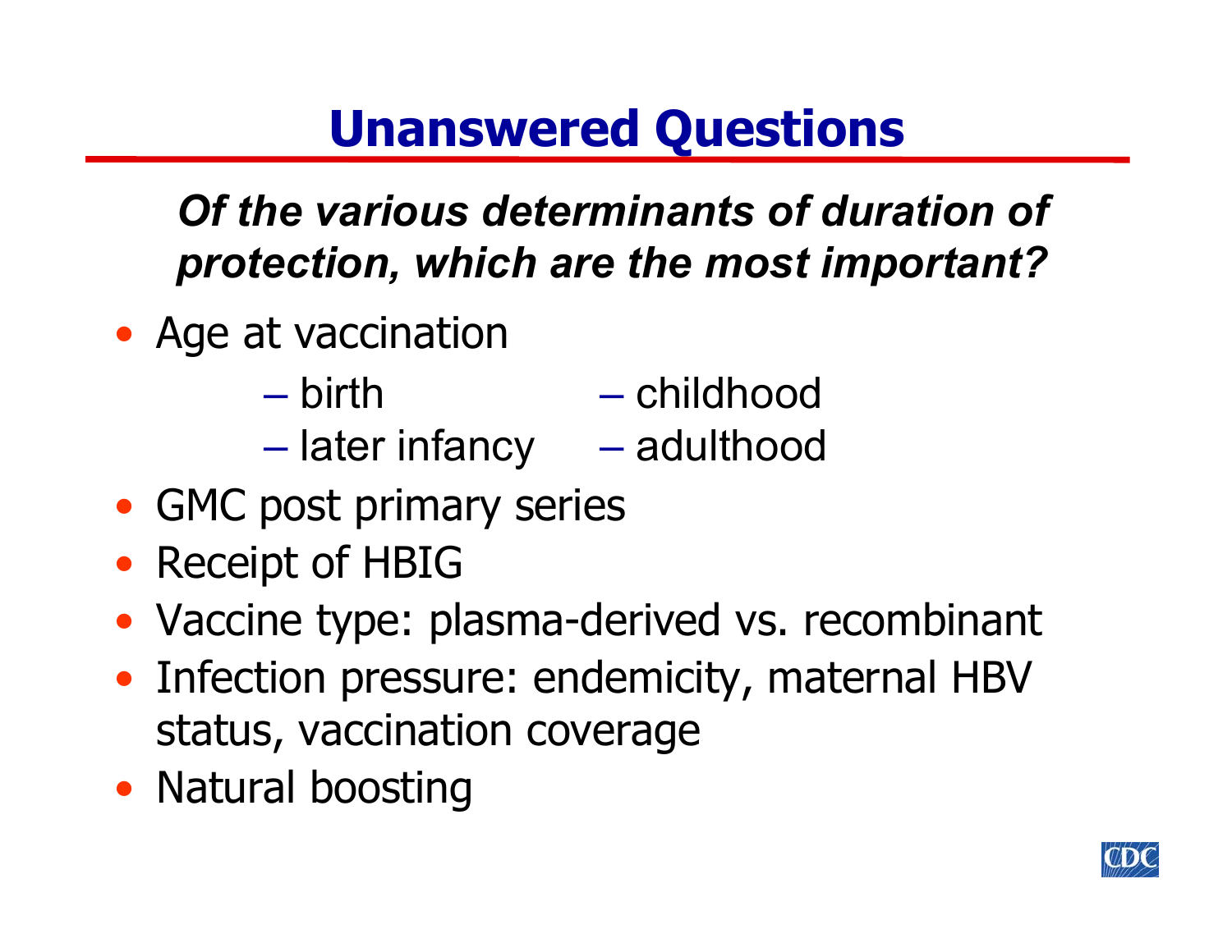# Unanswered Questions

***Of the various determinants of duration of protection, which are the most important?***

- Age at vaccination
  - birth
  - later infancy
  - childhood
  - adulthood
- GMC post primary series
- Receipt of HBIG
- Vaccine type: plasma-derived vs. recombinant
- Infection pressure: endemicity, maternal HBV status, vaccination coverage
- Natural boosting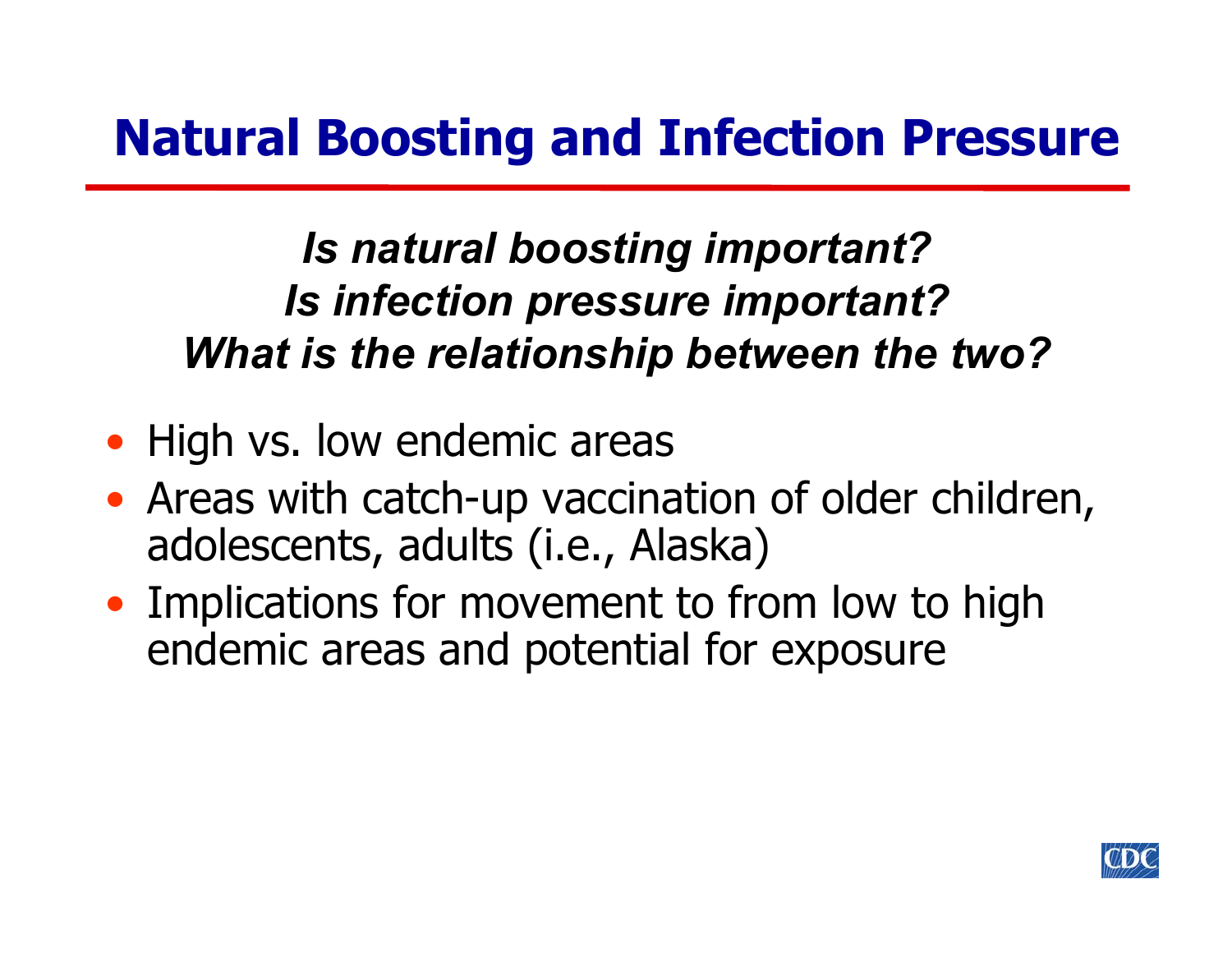# Natural Boosting and Infection Pressure

***Is natural boosting important?***
***Is infection pressure important?***
***What is the relationship between the two?***

- High vs. low endemic areas
- Areas with catch-up vaccination of older children, adolescents, adults (i.e., Alaska)
- Implications for movement to from low to high endemic areas and potential for exposure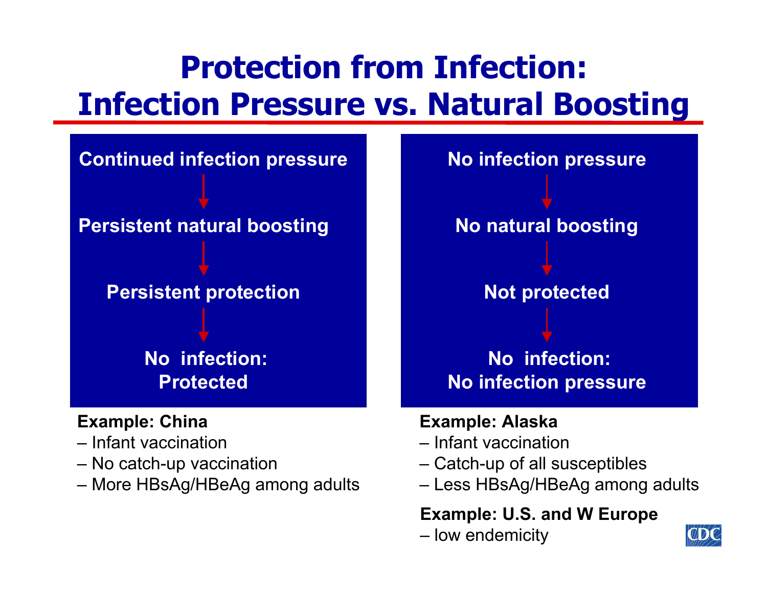# Protection from Infection: Infection Pressure vs. Natural Boosting

**Continued infection pressure**

↓

**Persistent natural boosting**

↓

**Persistent protection**

↓

**No infection: Protected**

**Example: China**

- Infant vaccination
- No catch-up vaccination
- More HBsAg/HBeAg among adults

**No infection pressure**

↓

**No natural boosting**

↓

**Not protected**

↓

**No infection: No infection pressure**

**Example: Alaska**

- Infant vaccination
- Catch-up of all susceptibles
- Less HBsAg/HBeAg among adults

**Example: U.S. and W Europe**

- low endemicity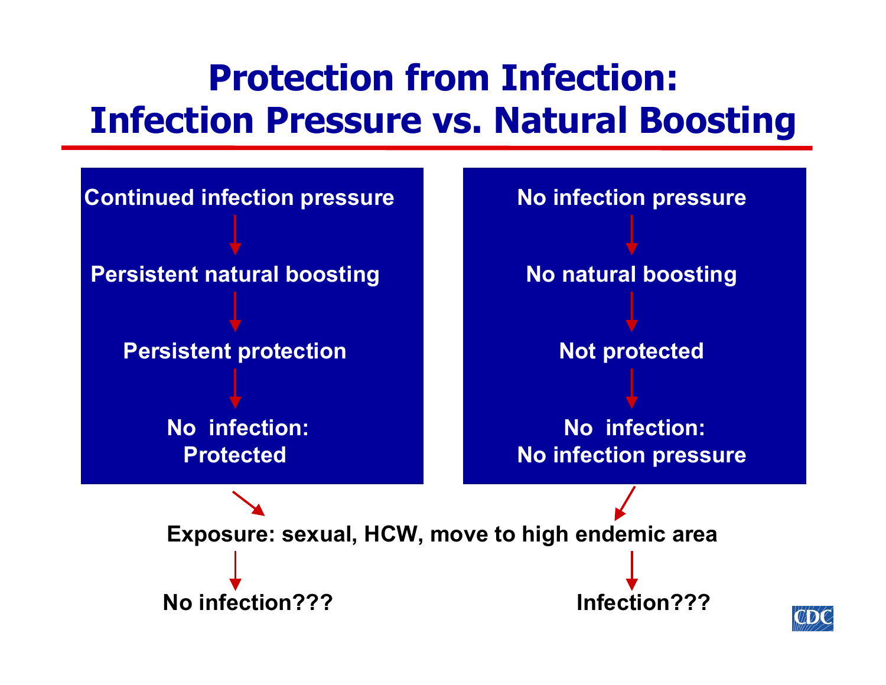# Protection from Infection: Infection Pressure vs. Natural Boosting

**Continued infection pressure**
↓
**Persistent natural boosting**
↓
**Persistent protection**
↓
**No infection: Protected**

**No infection pressure**
↓
**No natural boosting**
↓
**Not protected**
↓
**No infection: No infection pressure**

**Exposure: sexual, HCW, move to high endemic area**

**No infection???**

**Infection???**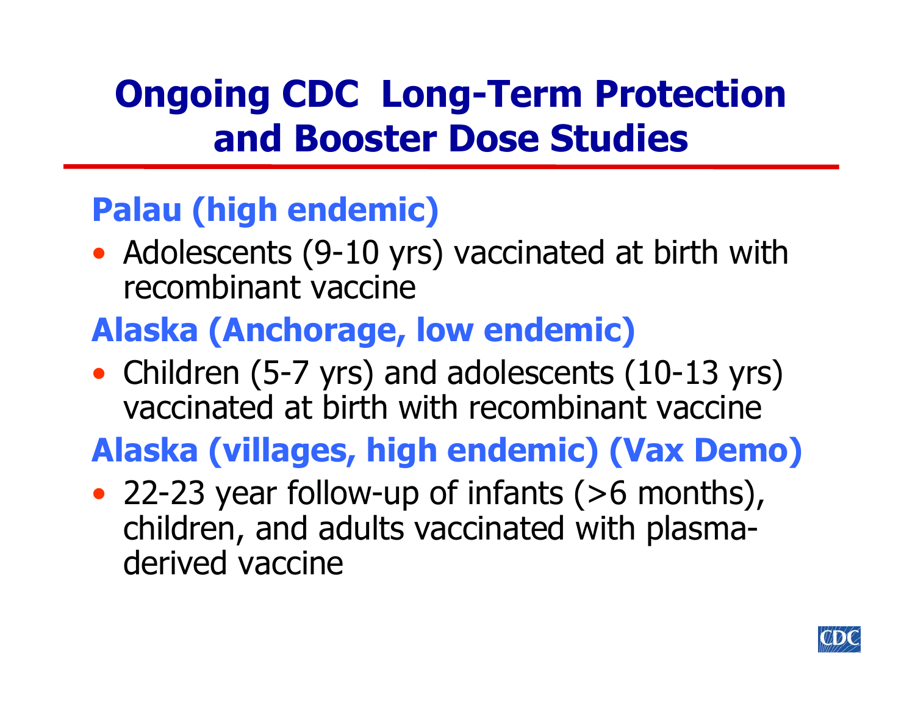# Ongoing CDC Long-Term Protection and Booster Dose Studies

## Palau (high endemic)

- Adolescents (9-10 yrs) vaccinated at birth with recombinant vaccine

## Alaska (Anchorage, low endemic)

- Children (5-7 yrs) and adolescents (10-13 yrs) vaccinated at birth with recombinant vaccine

## Alaska (villages, high endemic) (Vax Demo)

- 22-23 year follow-up of infants (>6 months), children, and adults vaccinated with plasma-derived vaccine